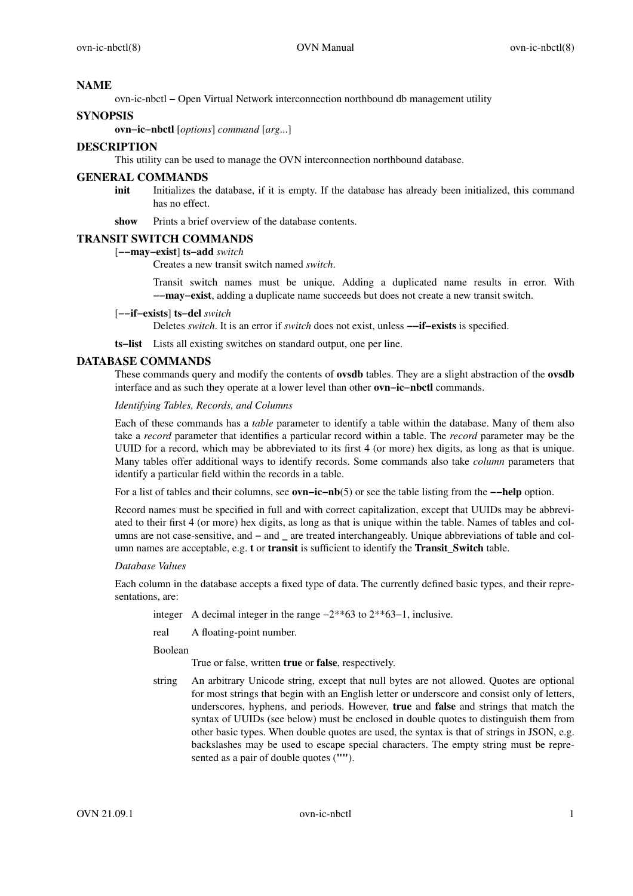## NAME

ovn-ic-nbctl − Open Virtual Network interconnection northbound db management utility

## SYNOPSIS

**ovn−ic−nbctl** [*options*] *command* [*arg*...]

## DESCRIPTION

This utility can be used to manage the OVN interconnection northbound database.

## GENERAL COMMANDS

**init** Initializes the database, if it is empty. If the database has already been initialized, this command has no effect.

**show** Prints a brief overview of the database contents.

## TRANSIT SWITCH COMMANDS

[**−−may−exist**] **ts−add** *switch*

Creates a new transit switch named *switch*.

Transit switch names must be unique. Adding a duplicated name results in error. With **−−may−exist**, adding a duplicate name succeeds but does not create a new transit switch.

[**−−if−exists**] **ts−del** *switch*

Deletes *switch*. It is an error if *switch* does not exist, unless **−−if−exists** is specified.

**ts−list** Lists all existing switches on standard output, one per line.

## DATABASE COMMANDS

These commands query and modify the contents of **ovsdb** tables. They are a slight abstraction of the **ovsdb** interface and as such they operate at a lower level than other **ovn−ic−nbctl** commands.

*Identifying Tables, Records, and Columns*

Each of these commands has a *table* parameter to identify a table within the database. Many of them also take a *record* parameter that identifies a particular record within a table. The *record* parameter may be the UUID for a record, which may be abbreviated to its first 4 (or more) hex digits, as long as that is unique. Many tables offer additional ways to identify records. Some commands also take *column* parameters that identify a particular field within the records in a table.

For a list of tables and their columns, see **ovn−ic−nb**(5) or see the table listing from the **−−help** option.

Record names must be specified in full and with correct capitalization, except that UUIDs may be abbreviated to their first 4 (or more) hex digits, as long as that is unique within the table. Names of tables and columns are not case-sensitive, and **−** and **_** are treated interchangeably. Unique abbreviations of table and column names are acceptable, e.g. **t** or **transit** is sufficient to identify the **Transit_Switch** table.

*Database Values*

Each column in the database accepts a fixed type of data. The currently defined basic types, and their representations, are:

integer A decimal integer in the range −2**63 to 2**63−1, inclusive.

real A floating-point number.

Boolean
True or false, written **true** or **false**, respectively.

string An arbitrary Unicode string, except that null bytes are not allowed. Quotes are optional for most strings that begin with an English letter or underscore and consist only of letters, underscores, hyphens, and periods. However, **true** and **false** and strings that match the syntax of UUIDs (see below) must be enclosed in double quotes to distinguish them from other basic types. When double quotes are used, the syntax is that of strings in JSON, e.g. backslashes may be used to escape special characters. The empty string must be represented as a pair of double quotes (**""**).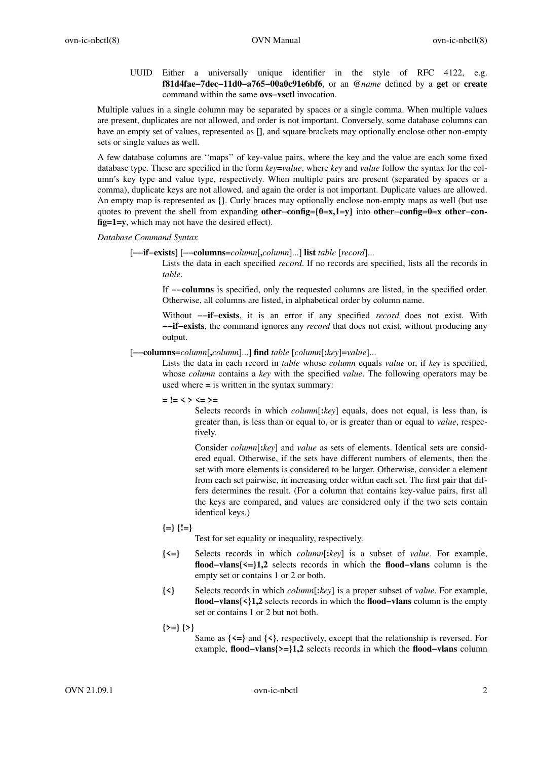UUID Either a universally unique identifier in the style of RFC 4122, e.g. **f81d4fae−7dec−11d0−a765−00a0c91e6bf6**, or an **@***name* defined by a **get** or **create** command within the same **ovs−vsctl** invocation.

Multiple values in a single column may be separated by spaces or a single comma. When multiple values are present, duplicates are not allowed, and order is not important. Conversely, some database columns can have an empty set of values, represented as **[]**, and square brackets may optionally enclose other non-empty sets or single values as well.

A few database columns are ''maps'' of key-value pairs, where the key and the value are each some fixed database type. These are specified in the form *key***=***value*, where *key* and *value* follow the syntax for the column's key type and value type, respectively. When multiple pairs are present (separated by spaces or a comma), duplicate keys are not allowed, and again the order is not important. Duplicate values are allowed. An empty map is represented as **{}**. Curly braces may optionally enclose non-empty maps as well (but use quotes to prevent the shell from expanding **other−config={0=x,1=y}** into **other−config=0=x other−config=1=y**, which may not have the desired effect).

*Database Command Syntax*

[**−−if−exists**] [**−−columns=***column*[**,***column*]...] **list** *table* [*record*]...

Lists the data in each specified *record*. If no records are specified, lists all the records in *table*.

If **−−columns** is specified, only the requested columns are listed, in the specified order. Otherwise, all columns are listed, in alphabetical order by column name.

Without **−−if−exists**, it is an error if any specified *record* does not exist. With **−−if−exists**, the command ignores any *record* that does not exist, without producing any output.

[**−−columns=***column*[**,***column*]...] **find** *table* [*column*[**:***key*]**=***value*]...

Lists the data in each record in *table* whose *column* equals *value* or, if *key* is specified, whose *column* contains a *key* with the specified *value*. The following operators may be used where **=** is written in the syntax summary:

**= != < > <= >=**

Selects records in which *column*[**:***key*] equals, does not equal, is less than, is greater than, is less than or equal to, or is greater than or equal to *value*, respectively.

Consider *column*[**:***key*] and *value* as sets of elements. Identical sets are considered equal. Otherwise, if the sets have different numbers of elements, then the set with more elements is considered to be larger. Otherwise, consider a element from each set pairwise, in increasing order within each set. The first pair that differs determines the result. (For a column that contains key-value pairs, first all the keys are compared, and values are considered only if the two sets contain identical keys.)

**{=} {!=}**

Test for set equality or inequality, respectively.

**{<=}** Selects records in which *column*[**:***key*] is a subset of *value*. For example, **flood−vlans{<=}1,2** selects records in which the **flood−vlans** column is the empty set or contains 1 or 2 or both.

**{<}** Selects records in which *column*[**:***key*] is a proper subset of *value*. For example, **flood−vlans{<}1,2** selects records in which the **flood−vlans** column is the empty set or contains 1 or 2 but not both.

**{>=} {>}**

Same as **{<=}** and **{<}**, respectively, except that the relationship is reversed. For example, **flood−vlans{>=}1,2** selects records in which the **flood−vlans** column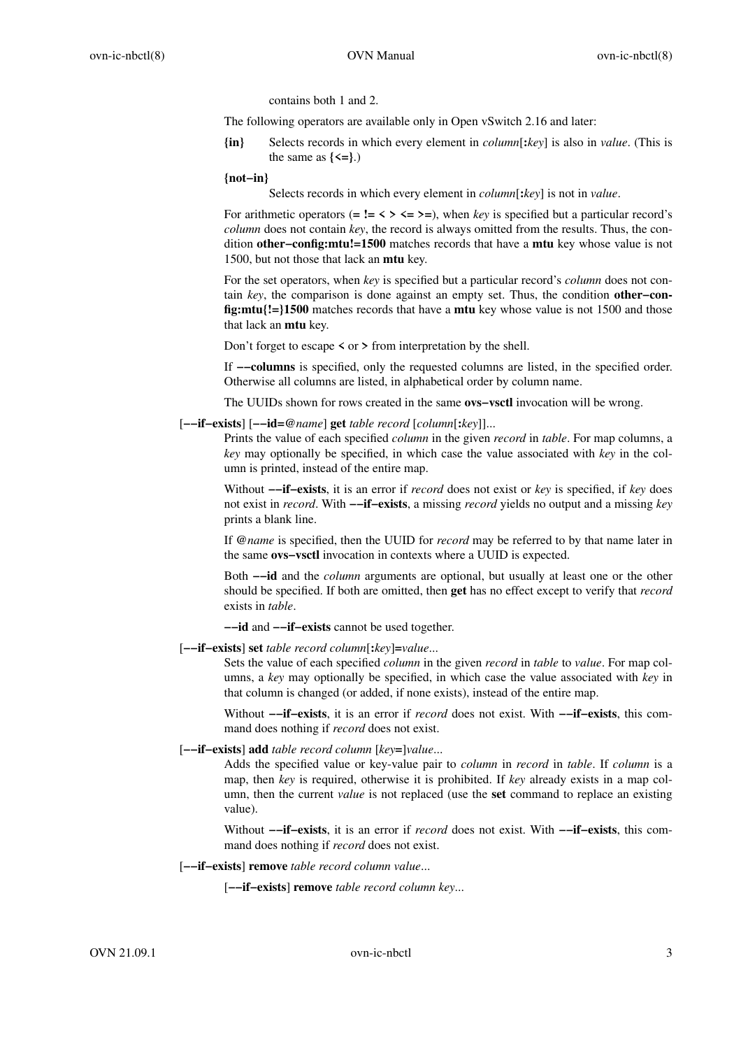contains both 1 and 2.

The following operators are available only in Open vSwitch 2.16 and later:

**{in}** Selects records in which every element in *column*[**:***key*] is also in *value*. (This is the same as **{<=}**.)

**{not−in}**
Selects records in which every element in *column*[**:***key*] is not in *value*.

For arithmetic operators (**= != < > <= >=**), when *key* is specified but a particular record's *column* does not contain *key*, the record is always omitted from the results. Thus, the condition **other−config:mtu!=1500** matches records that have a **mtu** key whose value is not 1500, but not those that lack an **mtu** key.

For the set operators, when *key* is specified but a particular record's *column* does not contain *key*, the comparison is done against an empty set. Thus, the condition **other−config:mtu{!=}1500** matches records that have a **mtu** key whose value is not 1500 and those that lack an **mtu** key.

Don't forget to escape **<** or **>** from interpretation by the shell.

If **−−columns** is specified, only the requested columns are listed, in the specified order. Otherwise all columns are listed, in alphabetical order by column name.

The UUIDs shown for rows created in the same **ovs−vsctl** invocation will be wrong.

[**−−if−exists**] [**−−id=@***name*] **get** *table record* [*column*[**:***key*]]...
Prints the value of each specified *column* in the given *record* in *table*. For map columns, a *key* may optionally be specified, in which case the value associated with *key* in the column is printed, instead of the entire map.

Without **−−if−exists**, it is an error if *record* does not exist or *key* is specified, if *key* does not exist in *record*. With **−−if−exists**, a missing *record* yields no output and a missing *key* prints a blank line.

If **@***name* is specified, then the UUID for *record* may be referred to by that name later in the same **ovs−vsctl** invocation in contexts where a UUID is expected.

Both **−−id** and the *column* arguments are optional, but usually at least one or the other should be specified. If both are omitted, then **get** has no effect except to verify that *record* exists in *table*.

**−−id** and **−−if−exists** cannot be used together.

[**−−if−exists**] **set** *table record column*[**:***key*]**=***value*...
Sets the value of each specified *column* in the given *record* in *table* to *value*. For map columns, a *key* may optionally be specified, in which case the value associated with *key* in that column is changed (or added, if none exists), instead of the entire map.

Without **−−if−exists**, it is an error if *record* does not exist. With **−−if−exists**, this command does nothing if *record* does not exist.

[**−−if−exists**] **add** *table record column* [*key***=**]*value*...
Adds the specified value or key-value pair to *column* in *record* in *table*. If *column* is a map, then *key* is required, otherwise it is prohibited. If *key* already exists in a map column, then the current *value* is not replaced (use the **set** command to replace an existing value).

Without **−−if−exists**, it is an error if *record* does not exist. With **−−if−exists**, this command does nothing if *record* does not exist.

[**−−if−exists**] **remove** *table record column value*...

[**−−if−exists**] **remove** *table record column key*...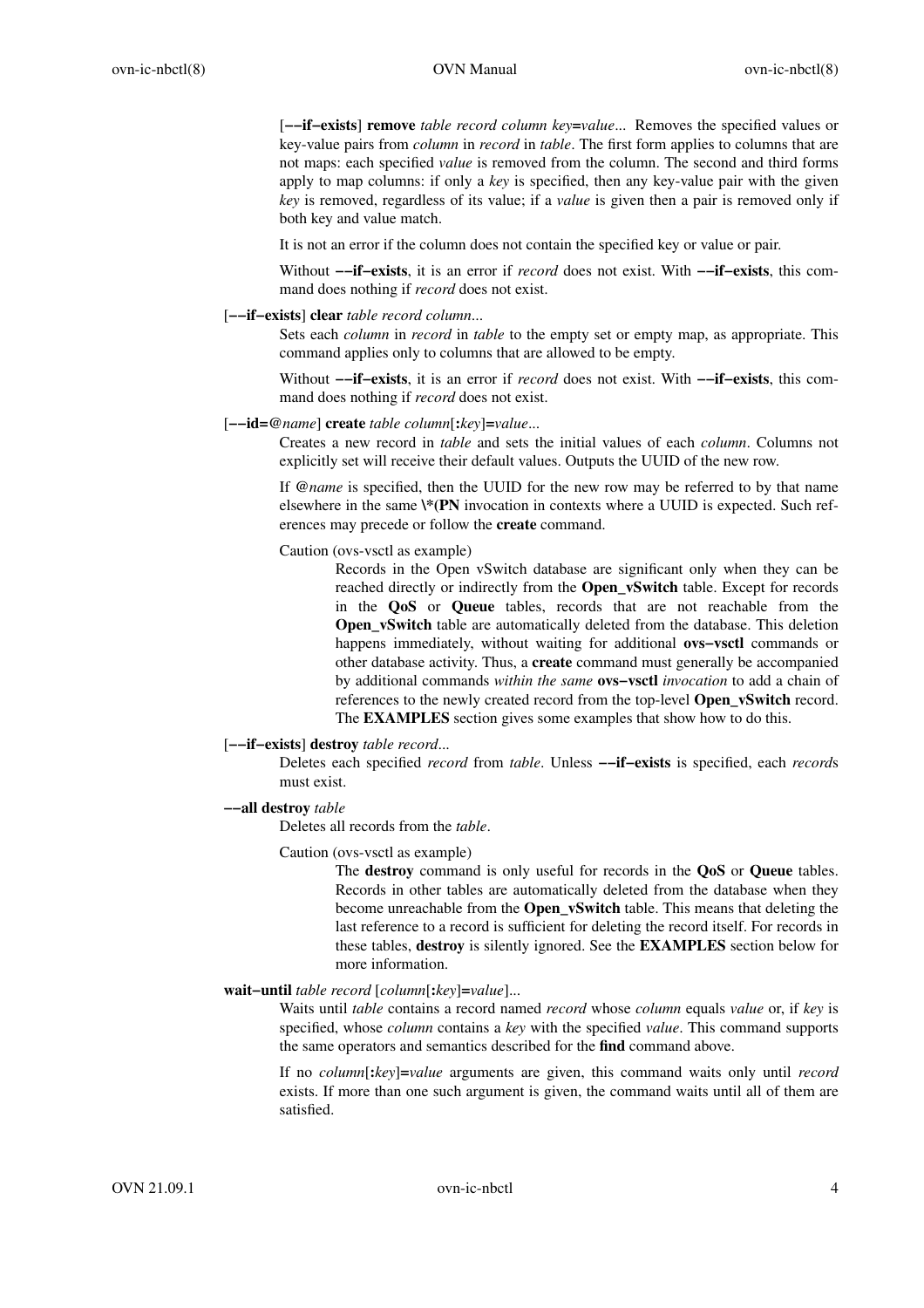[**−−if−exists**] **remove** *table record column key*=*value*... Removes the specified values or key-value pairs from *column* in *record* in *table*. The first form applies to columns that are not maps: each specified *value* is removed from the column. The second and third forms apply to map columns: if only a *key* is specified, then any key-value pair with the given *key* is removed, regardless of its value; if a *value* is given then a pair is removed only if both key and value match.

It is not an error if the column does not contain the specified key or value or pair.

Without **−−if−exists**, it is an error if *record* does not exist. With **−−if−exists**, this command does nothing if *record* does not exist.

[**−−if−exists**] **clear** *table record column*...

Sets each *column* in *record* in *table* to the empty set or empty map, as appropriate. This command applies only to columns that are allowed to be empty.

Without **−−if−exists**, it is an error if *record* does not exist. With **−−if−exists**, this command does nothing if *record* does not exist.

[**−−id=@***name*] **create** *table column*[**:***key*]**=***value*...

Creates a new record in *table* and sets the initial values of each *column*. Columns not explicitly set will receive their default values. Outputs the UUID of the new row.

If **@***name* is specified, then the UUID for the new row may be referred to by that name elsewhere in the same **\*(PN** invocation in contexts where a UUID is expected. Such references may precede or follow the **create** command.

Caution (ovs-vsctl as example)

> Records in the Open vSwitch database are significant only when they can be reached directly or indirectly from the **Open_vSwitch** table. Except for records in the **QoS** or **Queue** tables, records that are not reachable from the **Open_vSwitch** table are automatically deleted from the database. This deletion happens immediately, without waiting for additional **ovs−vsctl** commands or other database activity. Thus, a **create** command must generally be accompanied by additional commands *within the same* **ovs−vsctl** *invocation* to add a chain of references to the newly created record from the top-level **Open_vSwitch** record. The **EXAMPLES** section gives some examples that show how to do this.

[**−−if−exists**] **destroy** *table record*...

Deletes each specified *record* from *table*. Unless **−−if−exists** is specified, each *record*s must exist.

**−−all destroy** *table*

Deletes all records from the *table*.

Caution (ovs-vsctl as example)

> The **destroy** command is only useful for records in the **QoS** or **Queue** tables. Records in other tables are automatically deleted from the database when they become unreachable from the **Open_vSwitch** table. This means that deleting the last reference to a record is sufficient for deleting the record itself. For records in these tables, **destroy** is silently ignored. See the **EXAMPLES** section below for more information.

**wait−until** *table record* [*column*[**:***key*]**=***value*]...

Waits until *table* contains a record named *record* whose *column* equals *value* or, if *key* is specified, whose *column* contains a *key* with the specified *value*. This command supports the same operators and semantics described for the **find** command above.

If no *column*[**:***key*]**=***value* arguments are given, this command waits only until *record* exists. If more than one such argument is given, the command waits until all of them are satisfied.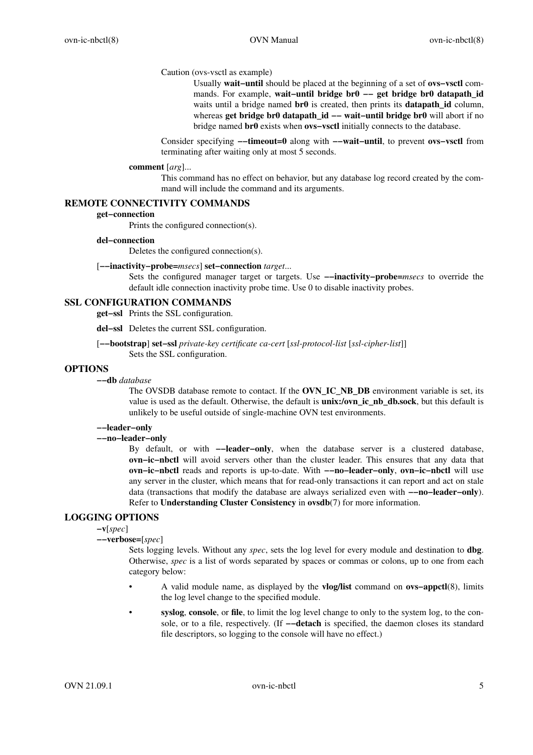Caution (ovs-vsctl as example)

Usually **wait−until** should be placed at the beginning of a set of **ovs−vsctl** commands. For example, **wait−until bridge br0 −− get bridge br0 datapath_id** waits until a bridge named **br0** is created, then prints its **datapath_id** column, whereas **get bridge br0 datapath_id −− wait−until bridge br0** will abort if no bridge named **br0** exists when **ovs−vsctl** initially connects to the database.

Consider specifying **−−timeout=0** along with **−−wait−until**, to prevent **ovs−vsctl** from terminating after waiting only at most 5 seconds.

**comment** [*arg*]...

This command has no effect on behavior, but any database log record created by the command will include the command and its arguments.

## REMOTE CONNECTIVITY COMMANDS

**get−connection**

Prints the configured connection(s).

**del−connection**

Deletes the configured connection(s).

[**−−inactivity−probe=***msecs*] **set−connection** *target*...

Sets the configured manager target or targets. Use **−−inactivity−probe=***msecs* to override the default idle connection inactivity probe time. Use 0 to disable inactivity probes.

## SSL CONFIGURATION COMMANDS

**get−ssl** Prints the SSL configuration.

**del−ssl** Deletes the current SSL configuration.

[**−−bootstrap**] **set−ssl** *private-key certificate ca-cert* [*ssl-protocol-list* [*ssl-cipher-list*]]

Sets the SSL configuration.

## OPTIONS

**−−db** *database*

The OVSDB database remote to contact. If the **OVN_IC_NB_DB** environment variable is set, its value is used as the default. Otherwise, the default is **unix:/ovn_ic_nb_db.sock**, but this default is unlikely to be useful outside of single-machine OVN test environments.

**−−leader−only**

**−−no−leader−only**

By default, or with **−−leader−only**, when the database server is a clustered database, **ovn−ic−nbctl** will avoid servers other than the cluster leader. This ensures that any data that **ovn−ic−nbctl** reads and reports is up-to-date. With **−−no−leader−only**, **ovn−ic−nbctl** will use any server in the cluster, which means that for read-only transactions it can report and act on stale data (transactions that modify the database are always serialized even with **−−no−leader−only**). Refer to **Understanding Cluster Consistency** in **ovsdb**(7) for more information.

## LOGGING OPTIONS

**−v**[*spec*]

**−−verbose=**[*spec*]

Sets logging levels. Without any *spec*, sets the log level for every module and destination to **dbg**. Otherwise, *spec* is a list of words separated by spaces or commas or colons, up to one from each category below:

- A valid module name, as displayed by the **vlog/list** command on **ovs−appctl**(8), limits the log level change to the specified module.
- **syslog**, **console**, or **file**, to limit the log level change to only to the system log, to the console, or to a file, respectively. (If **−−detach** is specified, the daemon closes its standard file descriptors, so logging to the console will have no effect.)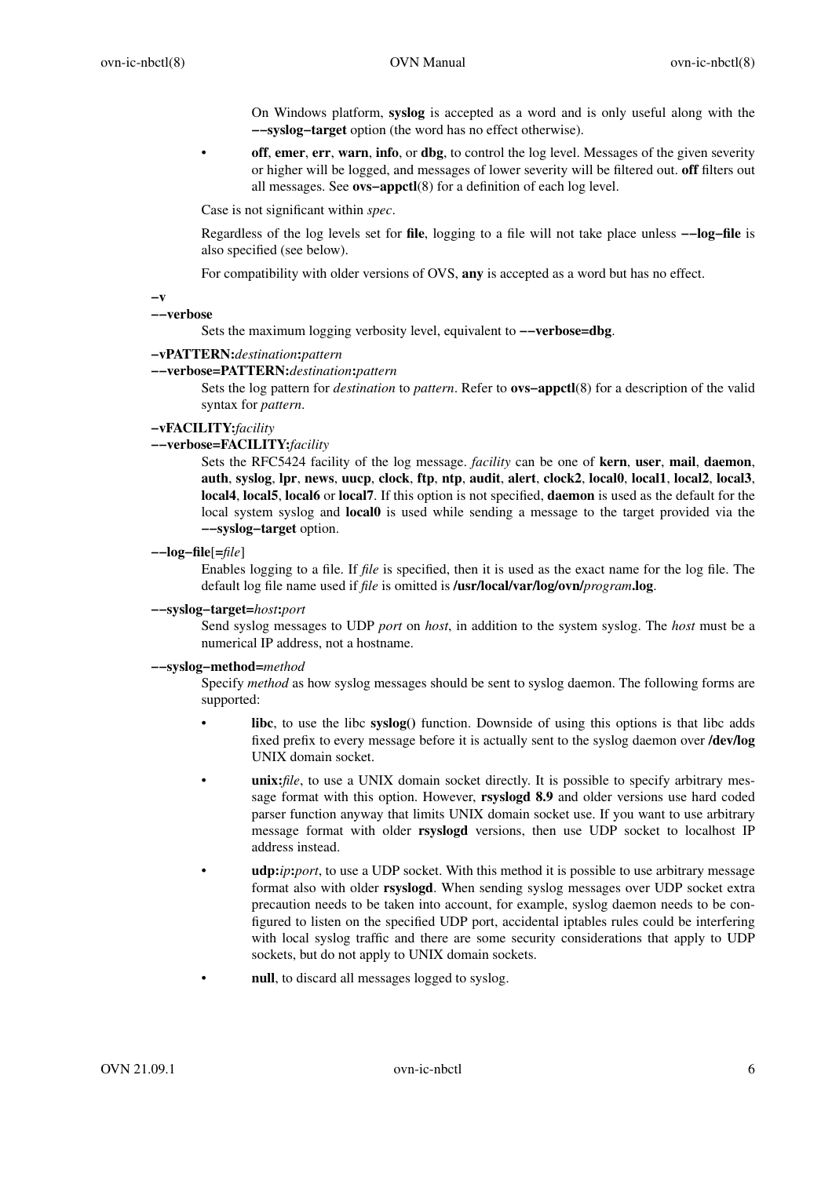On Windows platform, **syslog** is accepted as a word and is only useful along with the **--syslog-target** option (the word has no effect otherwise).

- **off**, **emer**, **err**, **warn**, **info**, or **dbg**, to control the log level. Messages of the given severity or higher will be logged, and messages of lower severity will be filtered out. **off** filters out all messages. See **ovs-appctl**(8) for a definition of each log level.

Case is not significant within *spec*.

Regardless of the log levels set for **file**, logging to a file will not take place unless **--log-file** is also specified (see below).

For compatibility with older versions of OVS, **any** is accepted as a word but has no effect.

**-v**
**--verbose**
Sets the maximum logging verbosity level, equivalent to **--verbose=dbg**.

**-vPATTERN:***destination***:***pattern*
**--verbose=PATTERN:***destination***:***pattern*
Sets the log pattern for *destination* to *pattern*. Refer to **ovs-appctl**(8) for a description of the valid syntax for *pattern*.

**-vFACILITY:***facility*
**--verbose=FACILITY:***facility*
Sets the RFC5424 facility of the log message. *facility* can be one of **kern**, **user**, **mail**, **daemon**, **auth**, **syslog**, **lpr**, **news**, **uucp**, **clock**, **ftp**, **ntp**, **audit**, **alert**, **clock2**, **local0**, **local1**, **local2**, **local3**, **local4**, **local5**, **local6** or **local7**. If this option is not specified, **daemon** is used as the default for the local system syslog and **local0** is used while sending a message to the target provided via the **--syslog-target** option.

**--log-file**[**=***file*]
Enables logging to a file. If *file* is specified, then it is used as the exact name for the log file. The default log file name used if *file* is omitted is **/usr/local/var/log/ovn/***program***.log**.

**--syslog-target=***host***:***port*
Send syslog messages to UDP *port* on *host*, in addition to the system syslog. The *host* must be a numerical IP address, not a hostname.

**--syslog-method=***method*
Specify *method* as how syslog messages should be sent to syslog daemon. The following forms are supported:

- **libc**, to use the libc **syslog()** function. Downside of using this options is that libc adds fixed prefix to every message before it is actually sent to the syslog daemon over **/dev/log** UNIX domain socket.
- **unix:***file*, to use a UNIX domain socket directly. It is possible to specify arbitrary message format with this option. However, **rsyslogd 8.9** and older versions use hard coded parser function anyway that limits UNIX domain socket use. If you want to use arbitrary message format with older **rsyslogd** versions, then use UDP socket to localhost IP address instead.
- **udp:***ip***:***port*, to use a UDP socket. With this method it is possible to use arbitrary message format also with older **rsyslogd**. When sending syslog messages over UDP socket extra precaution needs to be taken into account, for example, syslog daemon needs to be configured to listen on the specified UDP port, accidental iptables rules could be interfering with local syslog traffic and there are some security considerations that apply to UDP sockets, but do not apply to UNIX domain sockets.
- **null**, to discard all messages logged to syslog.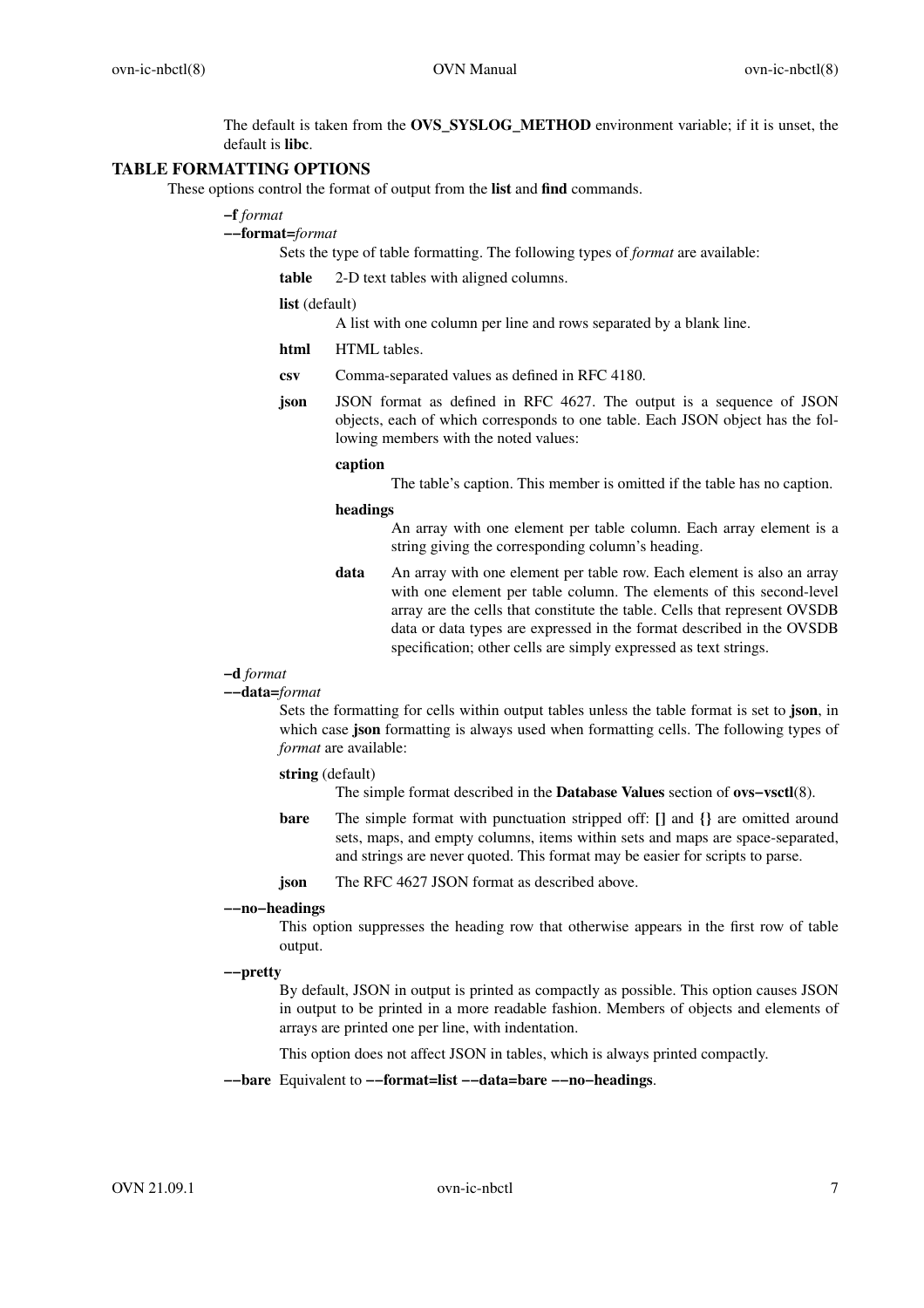The default is taken from the **OVS_SYSLOG_METHOD** environment variable; if it is unset, the default is **libc**.

## TABLE FORMATTING OPTIONS

These options control the format of output from the **list** and **find** commands.

**−f** *format*
**−−format=***format*

Sets the type of table formatting. The following types of *format* are available:

**table** 2-D text tables with aligned columns.

**list** (default)
A list with one column per line and rows separated by a blank line.

**html** HTML tables.

**csv** Comma-separated values as defined in RFC 4180.

**json** JSON format as defined in RFC 4627. The output is a sequence of JSON objects, each of which corresponds to one table. Each JSON object has the following members with the noted values:

**caption**
The table's caption. This member is omitted if the table has no caption.

**headings**
An array with one element per table column. Each array element is a string giving the corresponding column's heading.

**data** An array with one element per table row. Each element is also an array with one element per table column. The elements of this second-level array are the cells that constitute the table. Cells that represent OVSDB data or data types are expressed in the format described in the OVSDB specification; other cells are simply expressed as text strings.

**−d** *format*
**−−data=***format*

Sets the formatting for cells within output tables unless the table format is set to **json**, in which case **json** formatting is always used when formatting cells. The following types of *format* are available:

**string** (default)
The simple format described in the **Database Values** section of **ovs−vsctl**(8).

**bare** The simple format with punctuation stripped off: **[]** and **{}** are omitted around sets, maps, and empty columns, items within sets and maps are space-separated, and strings are never quoted. This format may be easier for scripts to parse.

**json** The RFC 4627 JSON format as described above.

**−−no−headings**
This option suppresses the heading row that otherwise appears in the first row of table output.

**−−pretty**
By default, JSON in output is printed as compactly as possible. This option causes JSON in output to be printed in a more readable fashion. Members of objects and elements of arrays are printed one per line, with indentation.

This option does not affect JSON in tables, which is always printed compactly.

**−−bare** Equivalent to **−−format=list −−data=bare −−no−headings**.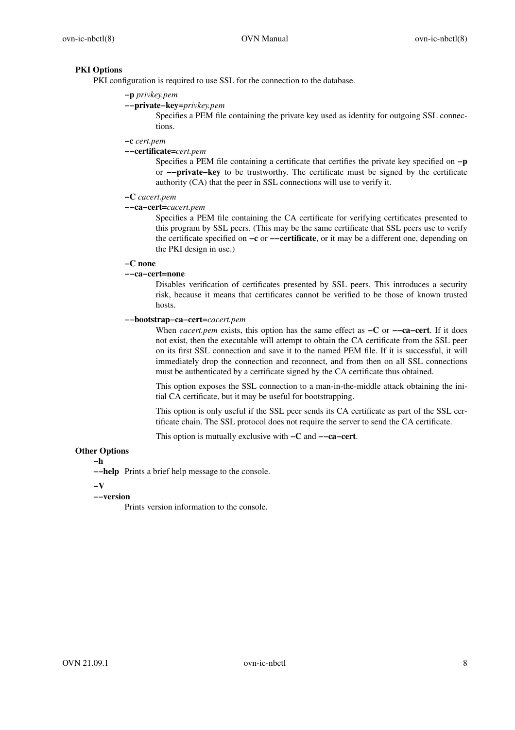## PKI Options

PKI configuration is required to use SSL for the connection to the database.

**−p** *privkey.pem*
**−−private−key=***privkey.pem*

Specifies a PEM file containing the private key used as identity for outgoing SSL connections.

**−c** *cert.pem*
**−−certificate=***cert.pem*

Specifies a PEM file containing a certificate that certifies the private key specified on **−p** or **−−private−key** to be trustworthy. The certificate must be signed by the certificate authority (CA) that the peer in SSL connections will use to verify it.

**−C** *cacert.pem*
**−−ca−cert=***cacert.pem*

Specifies a PEM file containing the CA certificate for verifying certificates presented to this program by SSL peers. (This may be the same certificate that SSL peers use to verify the certificate specified on **−c** or **−−certificate**, or it may be a different one, depending on the PKI design in use.)

**−C none**
**−−ca−cert=none**

Disables verification of certificates presented by SSL peers. This introduces a security risk, because it means that certificates cannot be verified to be those of known trusted hosts.

**−−bootstrap−ca−cert=***cacert.pem*

When *cacert.pem* exists, this option has the same effect as **−C** or **−−ca−cert**. If it does not exist, then the executable will attempt to obtain the CA certificate from the SSL peer on its first SSL connection and save it to the named PEM file. If it is successful, it will immediately drop the connection and reconnect, and from then on all SSL connections must be authenticated by a certificate signed by the CA certificate thus obtained.

This option exposes the SSL connection to a man-in-the-middle attack obtaining the initial CA certificate, but it may be useful for bootstrapping.

This option is only useful if the SSL peer sends its CA certificate as part of the SSL certificate chain. The SSL protocol does not require the server to send the CA certificate.

This option is mutually exclusive with **−C** and **−−ca−cert**.

## Other Options

**−h**
**−−help** Prints a brief help message to the console.

**−V**
**−−version**

Prints version information to the console.